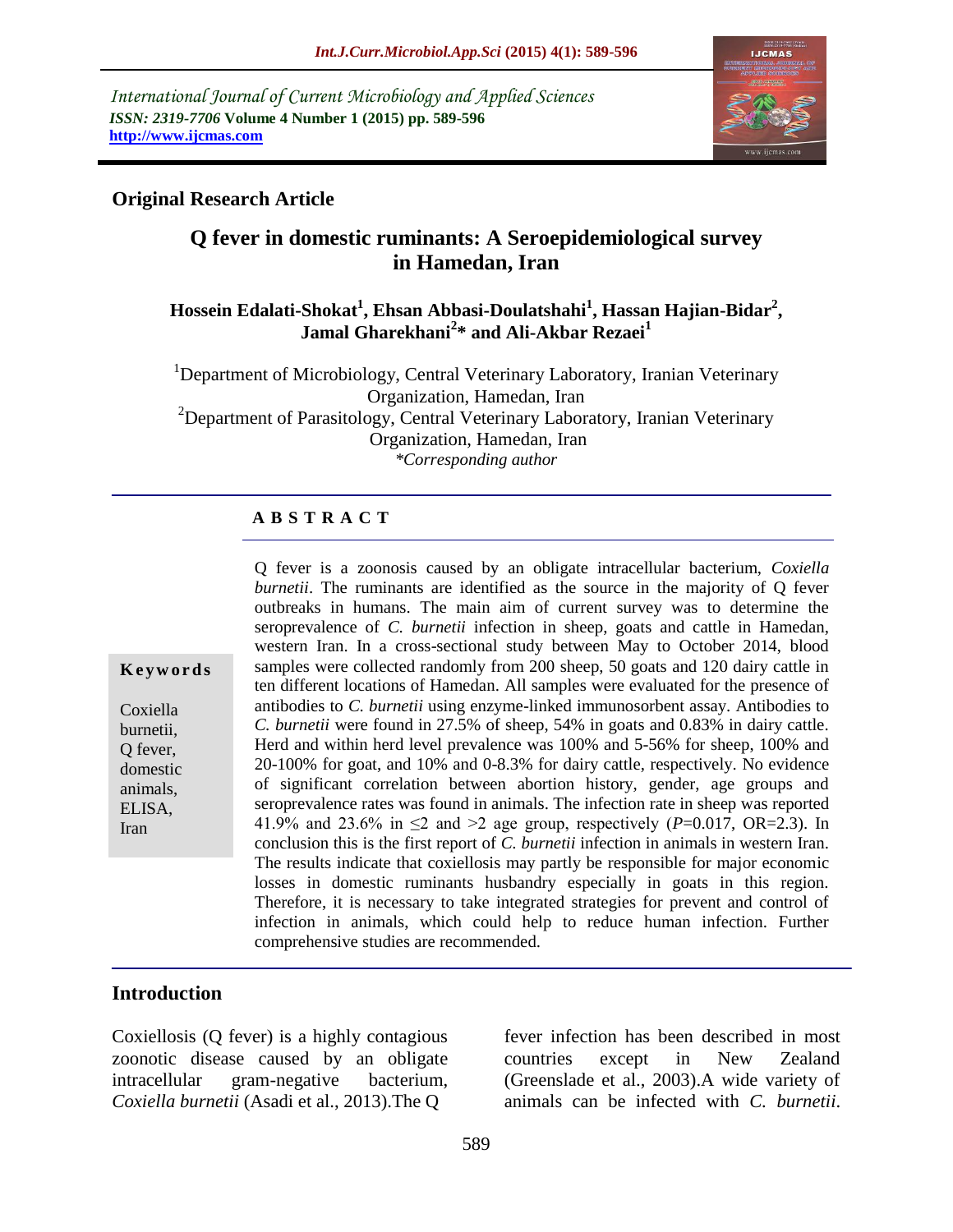International Journal of Current Microbiology and Applied Sciences
*ISSN: 2319-7706* **Volume 4 Number 1 (2015) pp. 589-596**
**http://www.ijcmas.com**

**Original Research Article**

# Q fever in domestic ruminants: A Seroepidemiological survey in Hamedan, Iran

**Hossein Edalati-Shokat[1], Ehsan Abbasi-Doulatshahi[1], Hassan Hajian-Bidar[2], Jamal Gharekhani[2]* and Ali-Akbar Rezaei[1]**

[1]Department of Microbiology, Central Veterinary Laboratory, Iranian Veterinary Organization, Hamedan, Iran
[2]Department of Parasitology, Central Veterinary Laboratory, Iranian Veterinary Organization, Hamedan, Iran
*\*Corresponding author*

**A B S T R A C T**

**Keywords**

Coxiella burnetii, Q fever, domestic animals, ELISA, Iran

Q fever is a zoonosis caused by an obligate intracellular bacterium, *Coxiella burnetii*. The ruminants are identified as the source in the majority of Q fever outbreaks in humans. The main aim of current survey was to determine the seroprevalence of *C. burnetii* infection in sheep, goats and cattle in Hamedan, western Iran. In a cross-sectional study between May to October 2014, blood samples were collected randomly from 200 sheep, 50 goats and 120 dairy cattle in ten different locations of Hamedan. All samples were evaluated for the presence of antibodies to *C. burnetii* using enzyme-linked immunosorbent assay. Antibodies to *C. burnetii* were found in 27.5% of sheep, 54% in goats and 0.83% in dairy cattle. Herd and within herd level prevalence was 100% and 5-56% for sheep, 100% and 20-100% for goat, and 10% and 0-8.3% for dairy cattle, respectively. No evidence of significant correlation between abortion history, gender, age groups and seroprevalence rates was found in animals. The infection rate in sheep was reported 41.9% and 23.6% in $\leq$2 and >2 age group, respectively (*P*=0.017, OR=2.3). In conclusion this is the first report of *C. burnetii* infection in animals in western Iran. The results indicate that coxiellosis may partly be responsible for major economic losses in domestic ruminants husbandry especially in goats in this region. Therefore, it is necessary to take integrated strategies for prevent and control of infection in animals, which could help to reduce human infection. Further comprehensive studies are recommended.

## Introduction

Coxiellosis (Q fever) is a highly contagious zoonotic disease caused by an obligate intracellular gram-negative bacterium, *Coxiella burnetii* (Asadi et al., 2013).The Q fever infection has been described in most countries except in New Zealand (Greenslade et al., 2003).A wide variety of animals can be infected with *C. burnetii*.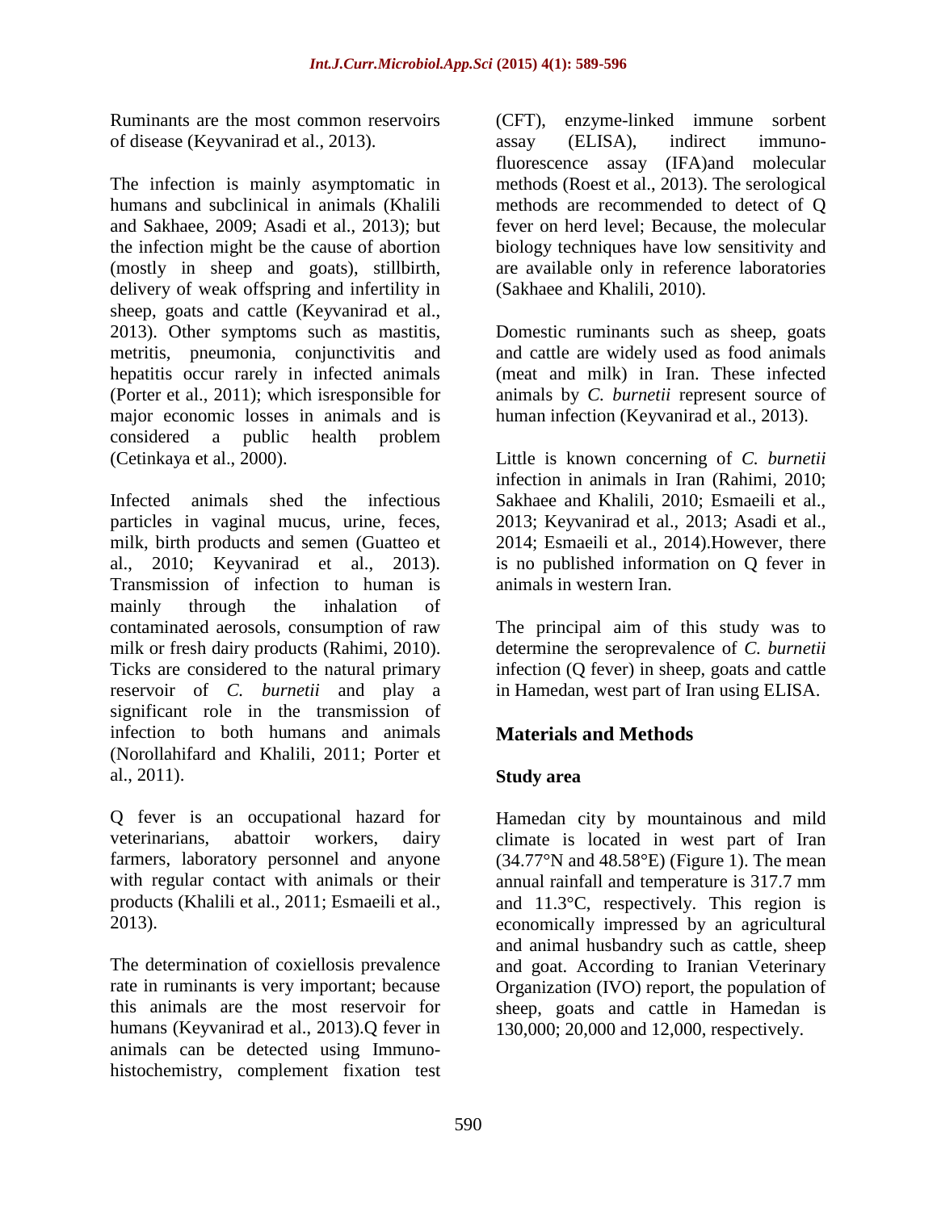Ruminants are the most common reservoirs of disease (Keyvanirad et al., 2013).

The infection is mainly asymptomatic in humans and subclinical in animals (Khalili and Sakhaee, 2009; Asadi et al., 2013); but the infection might be the cause of abortion (mostly in sheep and goats), stillbirth, delivery of weak offspring and infertility in sheep, goats and cattle (Keyvanirad et al., 2013). Other symptoms such as mastitis, metritis, pneumonia, conjunctivitis and hepatitis occur rarely in infected animals (Porter et al., 2011); which isresponsible for major economic losses in animals and is considered a public health problem (Cetinkaya et al., 2000).

Infected animals shed the infectious particles in vaginal mucus, urine, feces, milk, birth products and semen (Guatteo et al., 2010; Keyvanirad et al., 2013). Transmission of infection to human is mainly through the inhalation of contaminated aerosols, consumption of raw milk or fresh dairy products (Rahimi, 2010). Ticks are considered to the natural primary reservoir of *C. burnetii* and play a significant role in the transmission of infection to both humans and animals (Norollahifard and Khalili, 2011; Porter et al., 2011).

Q fever is an occupational hazard for veterinarians, abattoir workers, dairy farmers, laboratory personnel and anyone with regular contact with animals or their products (Khalili et al., 2011; Esmaeili et al., 2013).

The determination of coxiellosis prevalence rate in ruminants is very important; because this animals are the most reservoir for humans (Keyvanirad et al., 2013).Q fever in animals can be detected using Immuno-histochemistry, complement fixation test (CFT), enzyme-linked immune sorbent assay (ELISA), indirect immuno-fluorescence assay (IFA)and molecular methods (Roest et al., 2013). The serological methods are recommended to detect of Q fever on herd level; Because, the molecular biology techniques have low sensitivity and are available only in reference laboratories (Sakhaee and Khalili, 2010).

Domestic ruminants such as sheep, goats and cattle are widely used as food animals (meat and milk) in Iran. These infected animals by *C. burnetii* represent source of human infection (Keyvanirad et al., 2013).

Little is known concerning of *C. burnetii* infection in animals in Iran (Rahimi, 2010; Sakhaee and Khalili, 2010; Esmaeili et al., 2013; Keyvanirad et al., 2013; Asadi et al., 2014; Esmaeili et al., 2014).However, there is no published information on Q fever in animals in western Iran.

The principal aim of this study was to determine the seroprevalence of *C. burnetii* infection (Q fever) in sheep, goats and cattle in Hamedan, west part of Iran using ELISA.

## Materials and Methods

### Study area

Hamedan city by mountainous and mild climate is located in west part of Iran (34.77°N and 48.58°E) (Figure 1). The mean annual rainfall and temperature is 317.7 mm and 11.3°C, respectively. This region is economically impressed by an agricultural and animal husbandry such as cattle, sheep and goat. According to Iranian Veterinary Organization (IVO) report, the population of sheep, goats and cattle in Hamedan is 130,000; 20,000 and 12,000, respectively.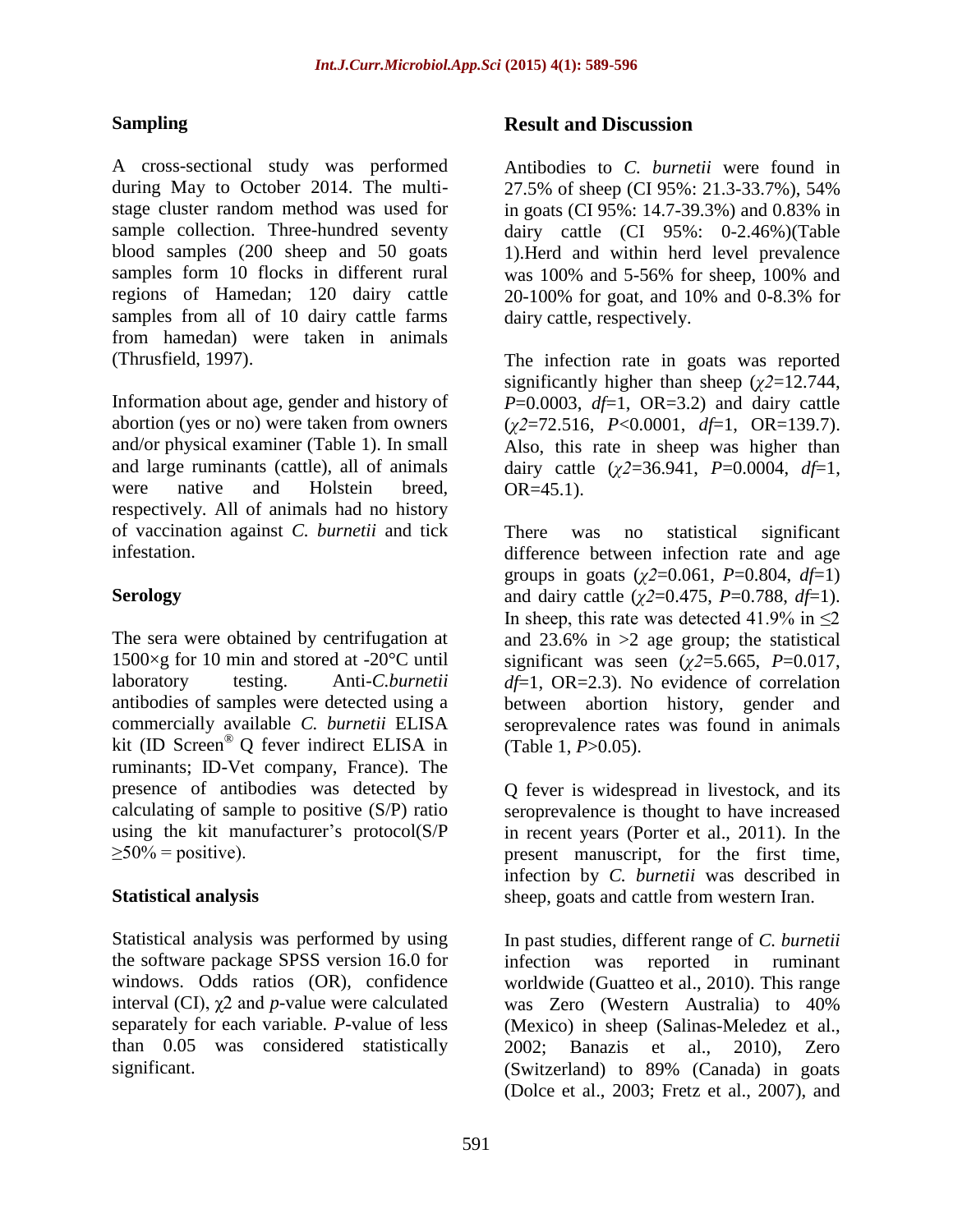### Sampling

A cross-sectional study was performed during May to October 2014. The multi-stage cluster random method was used for sample collection. Three-hundred seventy blood samples (200 sheep and 50 goats samples form 10 flocks in different rural regions of Hamedan; 120 dairy cattle samples from all of 10 dairy cattle farms from hamedan) were taken in animals (Thrusfield, 1997).

Information about age, gender and history of abortion (yes or no) were taken from owners and/or physical examiner (Table 1). In small and large ruminants (cattle), all of animals were native and Holstein breed, respectively. All of animals had no history of vaccination against *C. burnetii* and tick infestation.

### Serology

The sera were obtained by centrifugation at 1500×g for 10 min and stored at -20°C until laboratory testing. Anti-*C.burnetii* antibodies of samples were detected using a commercially available *C. burnetii* ELISA kit (ID Screen® Q fever indirect ELISA in ruminants; ID-Vet company, France). The presence of antibodies was detected by calculating of sample to positive (S/P) ratio using the kit manufacturer's protocol(S/P ≥50% = positive).

### Statistical analysis

Statistical analysis was performed by using the software package SPSS version 16.0 for windows. Odds ratios (OR), confidence interval (CI), $\chi 2$ and *p*-value were calculated separately for each variable. *P*-value of less than 0.05 was considered statistically significant.

## Result and Discussion

Antibodies to *C. burnetii* were found in 27.5% of sheep (CI 95%: 21.3-33.7%), 54% in goats (CI 95%: 14.7-39.3%) and 0.83% in dairy cattle (CI 95%: 0-2.46%)(Table 1).Herd and within herd level prevalence was 100% and 5-56% for sheep, 100% and 20-100% for goat, and 10% and 0-8.3% for dairy cattle, respectively.

The infection rate in goats was reported significantly higher than sheep ($\chi 2$=12.744, $P$=0.0003, $df$=1, OR=3.2) and dairy cattle ($\chi 2$=72.516, $P$<0.0001, $df$=1, OR=139.7). Also, this rate in sheep was higher than dairy cattle ($\chi 2$=36.941, $P$=0.0004, $df$=1, OR=45.1).

There was no statistical significant difference between infection rate and age groups in goats ($\chi 2$=0.061, $P$=0.804, $df$=1) and dairy cattle ($\chi 2$=0.475, $P$=0.788, $df$=1). In sheep, this rate was detected 41.9% in ≤2 and 23.6% in >2 age group; the statistical significant was seen ($\chi 2$=5.665, $P$=0.017, $df$=1, OR=2.3). No evidence of correlation between abortion history, gender and seroprevalence rates was found in animals (Table 1, $P$>0.05).

Q fever is widespread in livestock, and its seroprevalence is thought to have increased in recent years (Porter et al., 2011). In the present manuscript, for the first time, infection by *C. burnetii* was described in sheep, goats and cattle from western Iran.

In past studies, different range of *C. burnetii* infection was reported in ruminant worldwide (Guatteo et al., 2010). This range was Zero (Western Australia) to 40% (Mexico) in sheep (Salinas-Meledez et al., 2002; Banazis et al., 2010), Zero (Switzerland) to 89% (Canada) in goats (Dolce et al., 2003; Fretz et al., 2007), and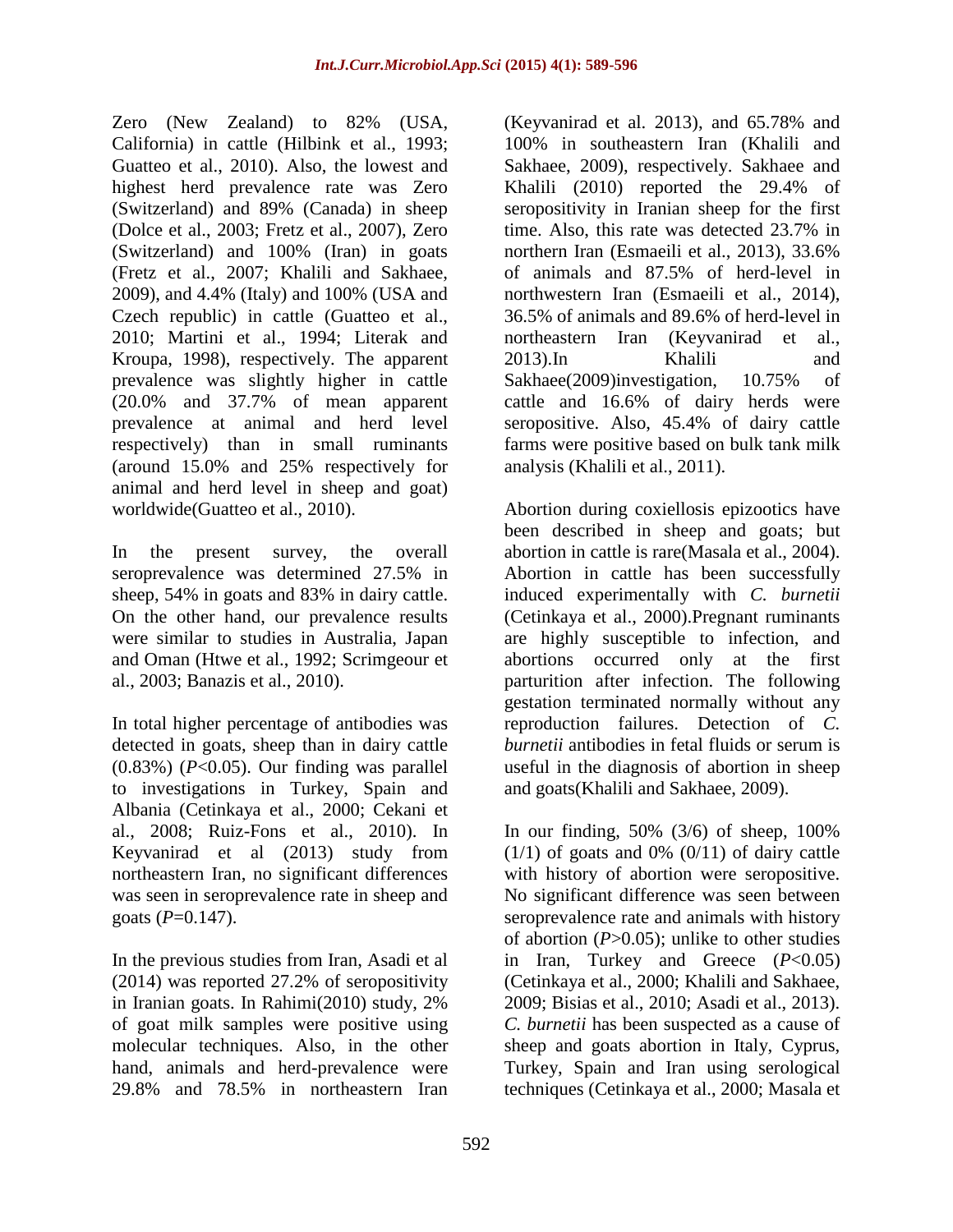Zero (New Zealand) to 82% (USA, California) in cattle (Hilbink et al., 1993; Guatteo et al., 2010). Also, the lowest and highest herd prevalence rate was Zero (Switzerland) and 89% (Canada) in sheep (Dolce et al., 2003; Fretz et al., 2007), Zero (Switzerland) and 100% (Iran) in goats (Fretz et al., 2007; Khalili and Sakhaee, 2009), and 4.4% (Italy) and 100% (USA and Czech republic) in cattle (Guatteo et al., 2010; Martini et al., 1994; Literak and Kroupa, 1998), respectively. The apparent prevalence was slightly higher in cattle (20.0% and 37.7% of mean apparent prevalence at animal and herd level respectively) than in small ruminants (around 15.0% and 25% respectively for animal and herd level in sheep and goat) worldwide(Guatteo et al., 2010).

In the present survey, the overall seroprevalence was determined 27.5% in sheep, 54% in goats and 83% in dairy cattle. On the other hand, our prevalence results were similar to studies in Australia, Japan and Oman (Htwe et al., 1992; Scrimgeour et al., 2003; Banazis et al., 2010).

In total higher percentage of antibodies was detected in goats, sheep than in dairy cattle (0.83%) (*P*<0.05). Our finding was parallel to investigations in Turkey, Spain and Albania (Cetinkaya et al., 2000; Cekani et al., 2008; Ruiz-Fons et al., 2010). In Keyvanirad et al (2013) study from northeastern Iran, no significant differences was seen in seroprevalence rate in sheep and goats (*P*=0.147).

In the previous studies from Iran, Asadi et al (2014) was reported 27.2% of seropositivity in Iranian goats. In Rahimi(2010) study, 2% of goat milk samples were positive using molecular techniques. Also, in the other hand, animals and herd-prevalence were 29.8% and 78.5% in northeastern Iran (Keyvanirad et al. 2013), and 65.78% and 100% in southeastern Iran (Khalili and Sakhaee, 2009), respectively. Sakhaee and Khalili (2010) reported the 29.4% of seropositivity in Iranian sheep for the first time. Also, this rate was detected 23.7% in northern Iran (Esmaeili et al., 2013), 33.6% of animals and 87.5% of herd-level in northwestern Iran (Esmaeili et al., 2014), 36.5% of animals and 89.6% of herd-level in northeastern Iran (Keyvanirad et al., 2013).In Khalili and Sakhaee(2009)investigation, 10.75% of cattle and 16.6% of dairy herds were seropositive. Also, 45.4% of dairy cattle farms were positive based on bulk tank milk analysis (Khalili et al., 2011).

Abortion during coxiellosis epizootics have been described in sheep and goats; but abortion in cattle is rare(Masala et al., 2004). Abortion in cattle has been successfully induced experimentally with *C. burnetii* (Cetinkaya et al., 2000).Pregnant ruminants are highly susceptible to infection, and abortions occurred only at the first parturition after infection. The following gestation terminated normally without any reproduction failures. Detection of *C. burnetii* antibodies in fetal fluids or serum is useful in the diagnosis of abortion in sheep and goats(Khalili and Sakhaee, 2009).

In our finding, 50% (3/6) of sheep, 100% (1/1) of goats and 0% (0/11) of dairy cattle with history of abortion were seropositive. No significant difference was seen between seroprevalence rate and animals with history of abortion (*P*>0.05); unlike to other studies in Iran, Turkey and Greece (*P*<0.05) (Cetinkaya et al., 2000; Khalili and Sakhaee, 2009; Bisias et al., 2010; Asadi et al., 2013). *C. burnetii* has been suspected as a cause of sheep and goats abortion in Italy, Cyprus, Turkey, Spain and Iran using serological techniques (Cetinkaya et al., 2000; Masala et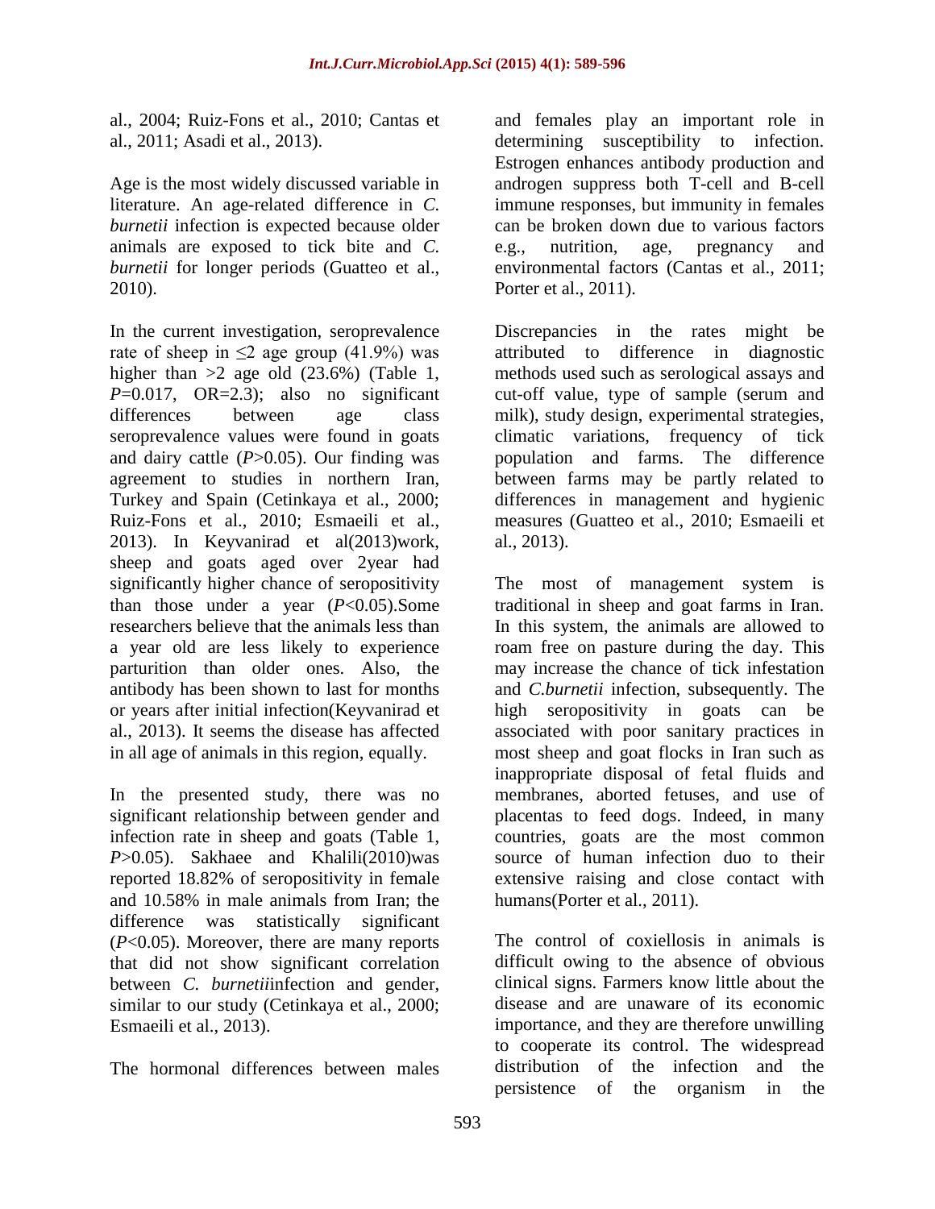al., 2004; Ruiz-Fons et al., 2010; Cantas et al., 2011; Asadi et al., 2013).

Age is the most widely discussed variable in literature. An age-related difference in *C. burnetii* infection is expected because older animals are exposed to tick bite and *C. burnetii* for longer periods (Guatteo et al., 2010).

In the current investigation, seroprevalence rate of sheep in ≤2 age group (41.9%) was higher than >2 age old (23.6%) (Table 1, $P$=0.017, OR=2.3); also no significant differences between age class seroprevalence values were found in goats and dairy cattle ($P$>0.05). Our finding was agreement to studies in northern Iran, Turkey and Spain (Cetinkaya et al., 2000; Ruiz-Fons et al., 2010; Esmaeili et al., 2013). In Keyvanirad et al(2013)work, sheep and goats aged over 2year had significantly higher chance of seropositivity than those under a year ($P$<0.05).Some researchers believe that the animals less than a year old are less likely to experience parturition than older ones. Also, the antibody has been shown to last for months or years after initial infection(Keyvanirad et al., 2013). It seems the disease has affected in all age of animals in this region, equally.

In the presented study, there was no significant relationship between gender and infection rate in sheep and goats (Table 1, $P$>0.05). Sakhaee and Khalili(2010)was reported 18.82% of seropositivity in female and 10.58% in male animals from Iran; the difference was statistically significant ($P$<0.05). Moreover, there are many reports that did not show significant correlation between *C. burnetii*infection and gender, similar to our study (Cetinkaya et al., 2000; Esmaeili et al., 2013).

The hormonal differences between males and females play an important role in determining susceptibility to infection. Estrogen enhances antibody production and androgen suppress both T-cell and B-cell immune responses, but immunity in females can be broken down due to various factors e.g., nutrition, age, pregnancy and environmental factors (Cantas et al., 2011; Porter et al., 2011).

Discrepancies in the rates might be attributed to difference in diagnostic methods used such as serological assays and cut-off value, type of sample (serum and milk), study design, experimental strategies, climatic variations, frequency of tick population and farms. The difference between farms may be partly related to differences in management and hygienic measures (Guatteo et al., 2010; Esmaeili et al., 2013).

The most of management system is traditional in sheep and goat farms in Iran. In this system, the animals are allowed to roam free on pasture during the day. This may increase the chance of tick infestation and *C.burnetii* infection, subsequently. The high seropositivity in goats can be associated with poor sanitary practices in most sheep and goat flocks in Iran such as inappropriate disposal of fetal fluids and membranes, aborted fetuses, and use of placentas to feed dogs. Indeed, in many countries, goats are the most common source of human infection duo to their extensive raising and close contact with humans(Porter et al., 2011).

The control of coxiellosis in animals is difficult owing to the absence of obvious clinical signs. Farmers know little about the disease and are unaware of its economic importance, and they are therefore unwilling to cooperate its control. The widespread distribution of the infection and the persistence of the organism in the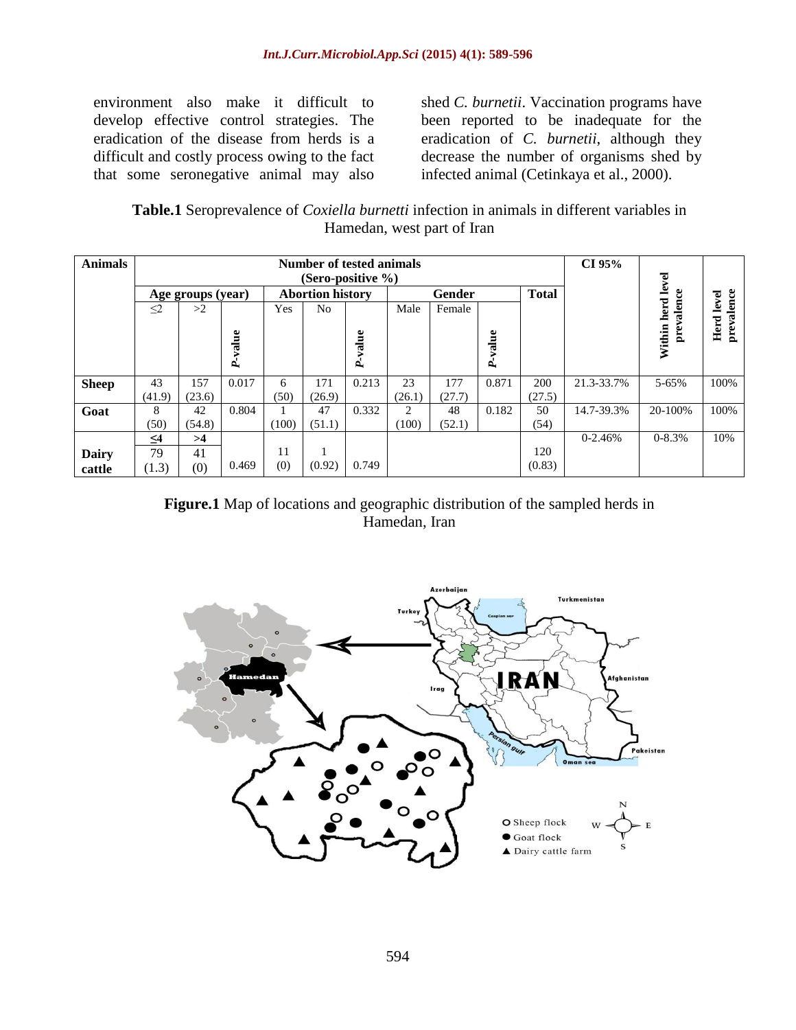environment also make it difficult to develop effective control strategies. The eradication of the disease from herds is a difficult and costly process owing to the fact that some seronegative animal may also shed *C. burnetii*. Vaccination programs have been reported to be inadequate for the eradication of *C. burnetii*, although they decrease the number of organisms shed by infected animal (Cetinkaya et al., 2000).

**Table.1** Seroprevalence of *Coxiella burnetti* infection in animals in different variables in Hamedan, west part of Iran

| Animals | Number of tested animals (Sero-positive %) | | | | | | | | | | CI 95% | Within herd level prevalence | Herd level prevalence |
|---|---|---|---|---|---|---|---|---|---|---|---|---|---|
| | Age groups (year) | | | Abortion history | | | Gender | | | Total | | | |
| | ≤2 | >2 | *P*-value | Yes | No | *P*-value | Male | Female | *P*-value | | | | |
| **Sheep** | 43 (41.9) | 157 (23.6) | 0.017 | 6 (50) | 171 (26.9) | 0.213 | 23 (26.1) | 177 (27.7) | 0.871 | 200 (27.5) | 21.3-33.7% | 5-65% | 100% |
| **Goat** | 8 (50) | 42 (54.8) | 0.804 | 1 (100) | 47 (51.1) | 0.332 | 2 (100) | 48 (52.1) | 0.182 | 50 (54) | 14.7-39.3% | 20-100% | 100% |
| **Dairy cattle** | **≤4** 79 (1.3) | **>4** 41 (0) | 0.469 | 11 (0) | 1 (0.92) | 0.749 | | | | 120 (0.83) | 0-2.46% | 0-8.3% | 10% |

**Figure.1** Map of locations and geographic distribution of the sampled herds in Hamedan, Iran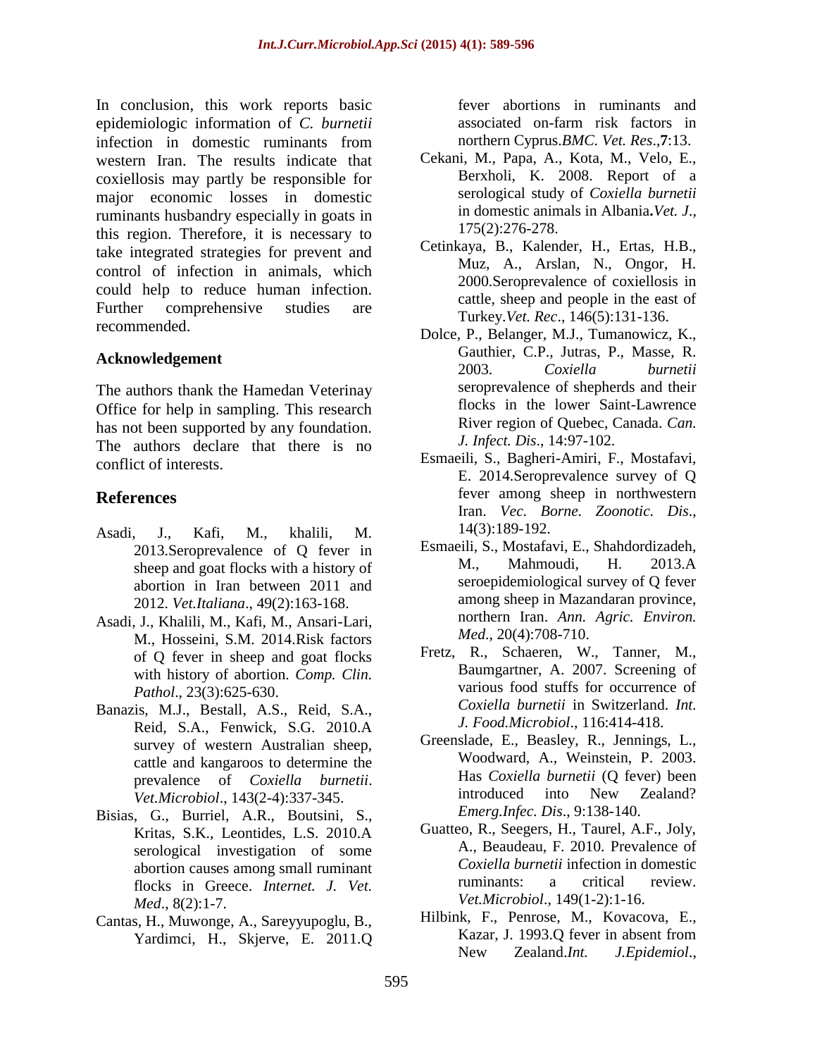In conclusion, this work reports basic epidemiologic information of *C. burnetii* infection in domestic ruminants from western Iran. The results indicate that coxiellosis may partly be responsible for major economic losses in domestic ruminants husbandry especially in goats in this region. Therefore, it is necessary to take integrated strategies for prevent and control of infection in animals, which could help to reduce human infection. Further comprehensive studies are recommended.

## Acknowledgement

The authors thank the Hamedan Veterinay Office for help in sampling. This research has not been supported by any foundation. The authors declare that there is no conflict of interests.

## References

Asadi, J., Kafi, M., khalili, M. 2013.Seroprevalence of Q fever in sheep and goat flocks with a history of abortion in Iran between 2011 and 2012. *Vet.Italiana*., 49(2):163-168.

Asadi, J., Khalili, M., Kafi, M., Ansari-Lari, M., Hosseini, S.M. 2014.Risk factors of Q fever in sheep and goat flocks with history of abortion. *Comp. Clin. Pathol*., 23(3):625-630.

Banazis, M.J., Bestall, A.S., Reid, S.A., Reid, S.A., Fenwick, S.G. 2010.A survey of western Australian sheep, cattle and kangaroos to determine the prevalence of *Coxiella burnetii*. *Vet.Microbiol*., 143(2-4):337-345.

Bisias, G., Burriel, A.R., Boutsini, S., Kritas, S.K., Leontides, L.S. 2010.A serological investigation of some abortion causes among small ruminant flocks in Greece. *Internet. J. Vet. Med*., 8(2):1-7.

Cantas, H., Muwonge, A., Sareyyupoglu, B., Yardimci, H., Skjerve, E. 2011.Q fever abortions in ruminants and associated on-farm risk factors in northern Cyprus.*BMC. Vet. Res*.,**7**:13.

Cekani, M., Papa, A., Kota, M., Velo, E., Berxholi, K. 2008. Report of a serological study of *Coxiella burnetii* in domestic animals in Albania**.***Vet. J*., 175(2):276-278.

Cetinkaya, B., Kalender, H., Ertas, H.B., Muz, A., Arslan, N., Ongor, H. 2000.Seroprevalence of coxiellosis in cattle, sheep and people in the east of Turkey.*Vet. Rec*., 146(5):131-136.

Dolce, P., Belanger, M.J., Tumanowicz, K., Gauthier, C.P., Jutras, P., Masse, R. 2003. *Coxiella burnetii* seroprevalence of shepherds and their flocks in the lower Saint-Lawrence River region of Quebec, Canada. *Can. J. Infect. Dis*., 14:97-102.

Esmaeili, S., Bagheri-Amiri, F., Mostafavi, E. 2014.Seroprevalence survey of Q fever among sheep in northwestern Iran. *Vec. Borne. Zoonotic. Dis*., 14(3):189-192.

Esmaeili, S., Mostafavi, E., Shahdordizadeh, M., Mahmoudi, H. 2013.A seroepidemiological survey of Q fever among sheep in Mazandaran province, northern Iran. *Ann. Agric. Environ. Med*., 20(4):708-710.

Fretz, R., Schaeren, W., Tanner, M., Baumgartner, A. 2007. Screening of various food stuffs for occurrence of *Coxiella burnetii* in Switzerland. *Int. J. Food.Microbiol*., 116:414-418.

Greenslade, E., Beasley, R., Jennings, L., Woodward, A., Weinstein, P. 2003. Has *Coxiella burnetii* (Q fever) been introduced into New Zealand? *Emerg.Infec. Dis*., 9:138-140.

Guatteo, R., Seegers, H., Taurel, A.F., Joly, A., Beaudeau, F. 2010. Prevalence of *Coxiella burnetii* infection in domestic ruminants: a critical review. *Vet.Microbiol*., 149(1-2):1-16.

Hilbink, F., Penrose, M., Kovacova, E., Kazar, J. 1993.Q fever in absent from New Zealand.*Int. J.Epidemiol*.,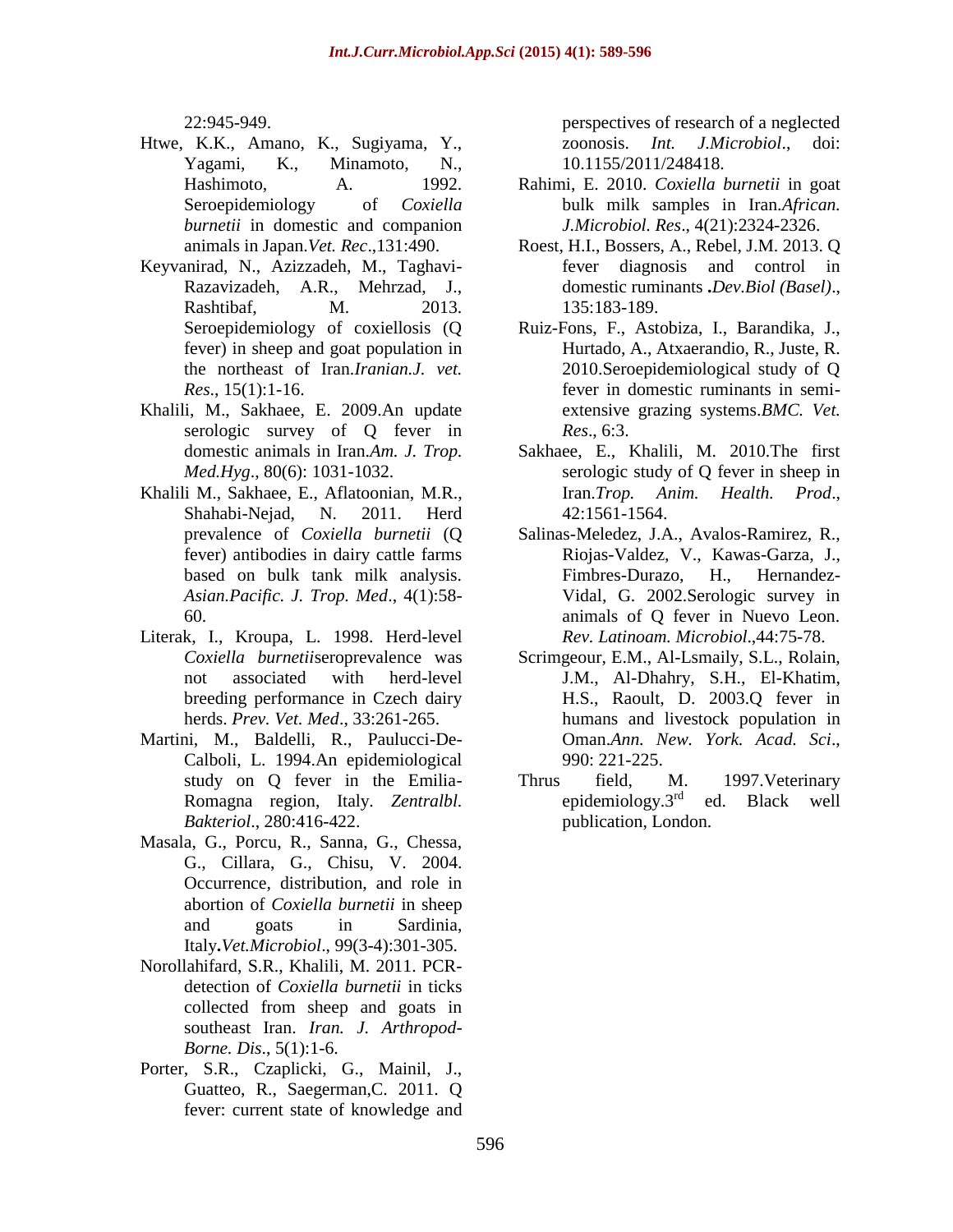22:945-949.

Htwe, K.K., Amano, K., Sugiyama, Y., Yagami, K., Minamoto, N., Hashimoto, A. 1992. Seroepidemiology of *Coxiella burnetii* in domestic and companion animals in Japan.*Vet. Rec*.,131:490.

Keyvanirad, N., Azizzadeh, M., Taghavi-Razavizadeh, A.R., Mehrzad, J., Rashtibaf, M. 2013. Seroepidemiology of coxiellosis (Q fever) in sheep and goat population in the northeast of Iran.*Iranian.J. vet. Res*., 15(1):1-16.

Khalili, M., Sakhaee, E. 2009.An update serologic survey of Q fever in domestic animals in Iran.*Am. J. Trop. Med.Hyg*., 80(6): 1031-1032.

Khalili M., Sakhaee, E., Aflatoonian, M.R., Shahabi-Nejad, N. 2011. Herd prevalence of *Coxiella burnetii* (Q fever) antibodies in dairy cattle farms based on bulk tank milk analysis. *Asian.Pacific. J. Trop. Med*., 4(1):58-60.

Literak, I., Kroupa, L. 1998. Herd-level *Coxiella burnetii*seroprevalence was not associated with herd-level breeding performance in Czech dairy herds. *Prev. Vet. Med*., 33:261-265.

Martini, M., Baldelli, R., Paulucci-De-Calboli, L. 1994.An epidemiological study on Q fever in the Emilia-Romagna region, Italy. *Zentralbl. Bakteriol*., 280:416-422.

Masala, G., Porcu, R., Sanna, G., Chessa, G., Cillara, G., Chisu, V. 2004. Occurrence, distribution, and role in abortion of *Coxiella burnetii* in sheep and goats in Sardinia, Italy**.***Vet.Microbiol*., 99(3-4):301-305.

Norollahifard, S.R., Khalili, M. 2011. PCR-detection of *Coxiella burnetii* in ticks collected from sheep and goats in southeast Iran. *Iran. J. Arthropod-Borne. Dis*., 5(1):1-6.

Porter, S.R., Czaplicki, G., Mainil, J., Guatteo, R., Saegerman,C. 2011. Q fever: current state of knowledge and perspectives of research of a neglected zoonosis. *Int. J.Microbiol*., doi: 10.1155/2011/248418.

Rahimi, E. 2010. *Coxiella burnetii* in goat bulk milk samples in Iran.*African. J.Microbiol. Res*., 4(21):2324-2326.

Roest, H.I., Bossers, A., Rebel, J.M. 2013. Q fever diagnosis and control in domestic ruminants **.***Dev.Biol (Basel)*., 135:183-189.

Ruiz-Fons, F., Astobiza, I., Barandika, J., Hurtado, A., Atxaerandio, R., Juste, R. 2010.Seroepidemiological study of Q fever in domestic ruminants in semi-extensive grazing systems.*BMC. Vet. Res*., 6:3.

Sakhaee, E., Khalili, M. 2010.The first serologic study of Q fever in sheep in Iran.*Trop. Anim. Health. Prod*., 42:1561-1564.

Salinas-Meledez, J.A., Avalos-Ramirez, R., Riojas-Valdez, V., Kawas-Garza, J., Fimbres-Durazo, H., Hernandez-Vidal, G. 2002.Serologic survey in animals of Q fever in Nuevo Leon. *Rev. Latinoam. Microbiol*.,44:75-78.

Scrimgeour, E.M., Al-Lsmaily, S.L., Rolain, J.M., Al-Dhahry, S.H., El-Khatim, H.S., Raoult, D. 2003.Q fever in humans and livestock population in Oman.*Ann. New. York. Acad. Sci*., 990: 221-225.

Thrus field, M. 1997.Veterinary epidemiology.3rd ed. Black well publication, London.